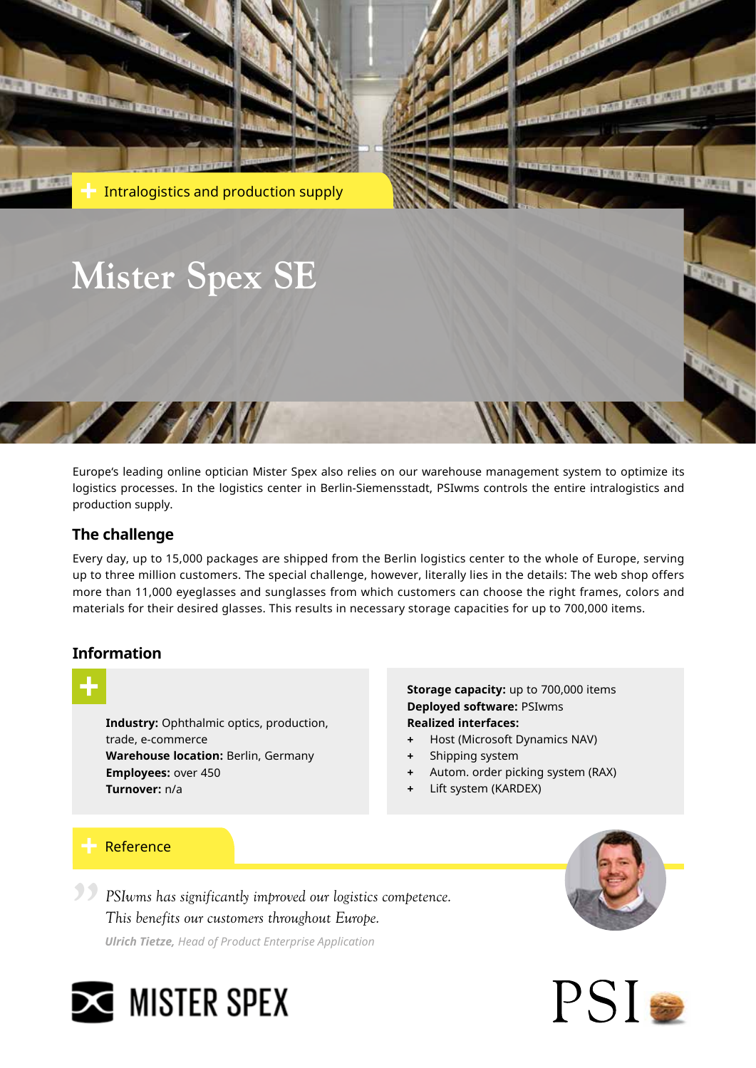Intralogistics and production supply

# Mister Spex SE

Europe's leading online optician Mister Spex also relies on our warehouse management system to optimize its logistics processes. In the logistics center in Berlin-Siemensstadt, PSIwms controls the entire intralogistics and production supply.

## The challenge

Every day, up to 15,000 packages are shipped from the Berlin logistics center to the whole of Europe, serving up to three million customers. The special challenge, however, literally lies in the details: The web shop offers more than 11,000 eyeglasses and sunglasses from which customers can choose the right frames, colors and materials for their desired glasses. This results in necessary storage capacities for up to 700,000 items.

## Information

**Industry:** Ophthalmic optics, production, trade, e-commerce
**Warehouse location:** Berlin, Germany
**Employees:** over 450
**Turnover:** n/a

**Storage capacity:** up to 700,000 items
**Deployed software:** PSIwms
**Realized interfaces:**

- Host (Microsoft Dynamics NAV)
- Shipping system
- Autom. order picking system (RAX)
- Lift system (KARDEX)

## Reference

*PSIwms has significantly improved our logistics competence. This benefits our customers throughout Europe.*

***Ulrich Tietze,*** *Head of Product Enterprise Application*

MISTER SPEX

PSI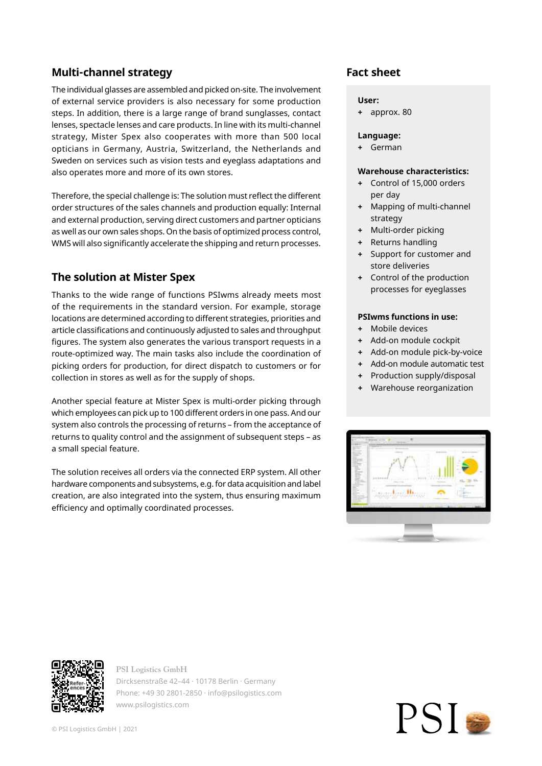## Multi-channel strategy

The individual glasses are assembled and picked on-site. The involvement of external service providers is also necessary for some production steps. In addition, there is a large range of brand sunglasses, contact lenses, spectacle lenses and care products. In line with its multi-channel strategy, Mister Spex also cooperates with more than 500 local opticians in Germany, Austria, Switzerland, the Netherlands and Sweden on services such as vision tests and eyeglass adaptations and also operates more and more of its own stores.

Therefore, the special challenge is: The solution must reflect the different order structures of the sales channels and production equally: Internal and external production, serving direct customers and partner opticians as well as our own sales shops. On the basis of optimized process control, WMS will also significantly accelerate the shipping and return processes.

## The solution at Mister Spex

Thanks to the wide range of functions PSIwms already meets most of the requirements in the standard version. For example, storage locations are determined according to different strategies, priorities and article classifications and continuously adjusted to sales and throughput figures. The system also generates the various transport requests in a route-optimized way. The main tasks also include the coordination of picking orders for production, for direct dispatch to customers or for collection in stores as well as for the supply of shops.

Another special feature at Mister Spex is multi-order picking through which employees can pick up to 100 different orders in one pass. And our system also controls the processing of returns – from the acceptance of returns to quality control and the assignment of subsequent steps – as a small special feature.

The solution receives all orders via the connected ERP system. All other hardware components and subsystems, e.g. for data acquisition and label creation, are also integrated into the system, thus ensuring maximum efficiency and optimally coordinated processes.

## Fact sheet

**User:**

+ approx. 80

**Language:**

+ German

**Warehouse characteristics:**

+ Control of 15,000 orders per day
+ Mapping of multi-channel strategy
+ Multi-order picking
+ Returns handling
+ Support for customer and store deliveries
+ Control of the production processes for eyeglasses

**PSIwms functions in use:**

+ Mobile devices
+ Add-on module cockpit
+ Add-on module pick-by-voice
+ Add-on module automatic test
+ Production supply/disposal
+ Warehouse reorganization

PSI Logistics GmbH
Dircksenstraße 42–44 · 10178 Berlin · Germany
Phone: +49 30 2801-2850 · info@psilogistics.com
www.psilogistics.com

© PSI Logistics GmbH | 2021